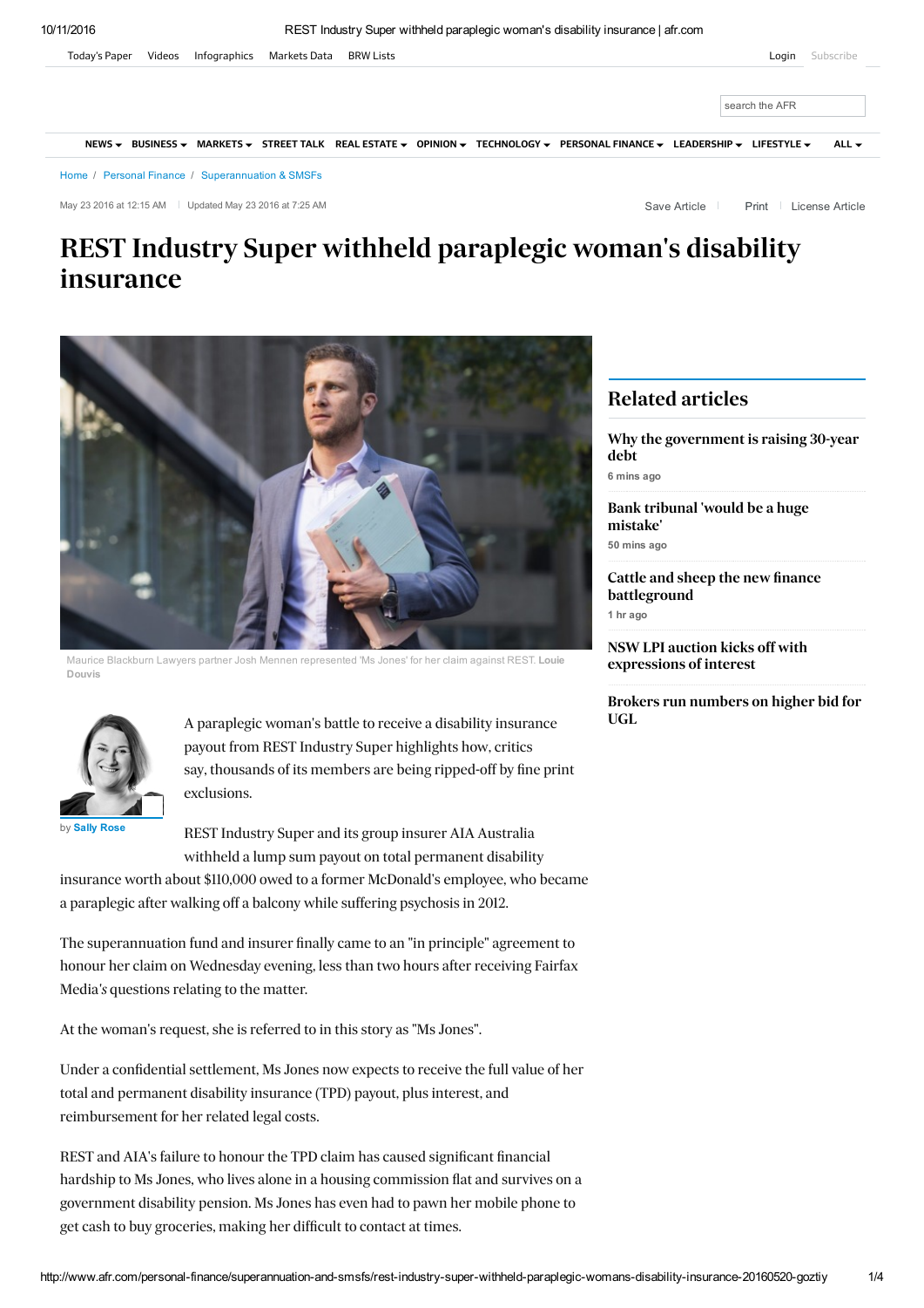Home / Personal Finance / Superannuation & SMSFs

May 23 2016 at 12:15 AM | Updated May 23 2016 at 7:25 AM

# REST Industry Super withheld paraplegic woman's disability insurance

Maurice Blackburn Lawyers partner Josh Mennen represented 'Ms Jones' for her claim against REST. **Louie Douvis**

by **Sally Rose**

A paraplegic woman's battle to receive a disability insurance payout from REST Industry Super highlights how, critics say, thousands of its members are being ripped-off by fine print exclusions.

REST Industry Super and its group insurer AIA Australia withheld a lump sum payout on total permanent disability insurance worth about $110,000 owed to a former McDonald's employee, who became a paraplegic after walking off a balcony while suffering psychosis in 2012.

The superannuation fund and insurer finally came to an "in principle" agreement to honour her claim on Wednesday evening, less than two hours after receiving Fairfax Media*'s* questions relating to the matter.

At the woman's request, she is referred to in this story as "Ms Jones".

Under a confidential settlement, Ms Jones now expects to receive the full value of her total and permanent disability insurance (TPD) payout, plus interest, and reimbursement for her related legal costs.

REST and AIA's failure to honour the TPD claim has caused significant financial hardship to Ms Jones, who lives alone in a housing commission flat and survives on a government disability pension. Ms Jones has even had to pawn her mobile phone to get cash to buy groceries, making her difficult to contact at times.

## Related articles

**Why the government is raising 30-year debt**
6 mins ago

**Bank tribunal 'would be a huge mistake'**
50 mins ago

**Cattle and sheep the new finance battleground**
1 hr ago

**NSW LPI auction kicks off with expressions of interest**

**Brokers run numbers on higher bid for UGL**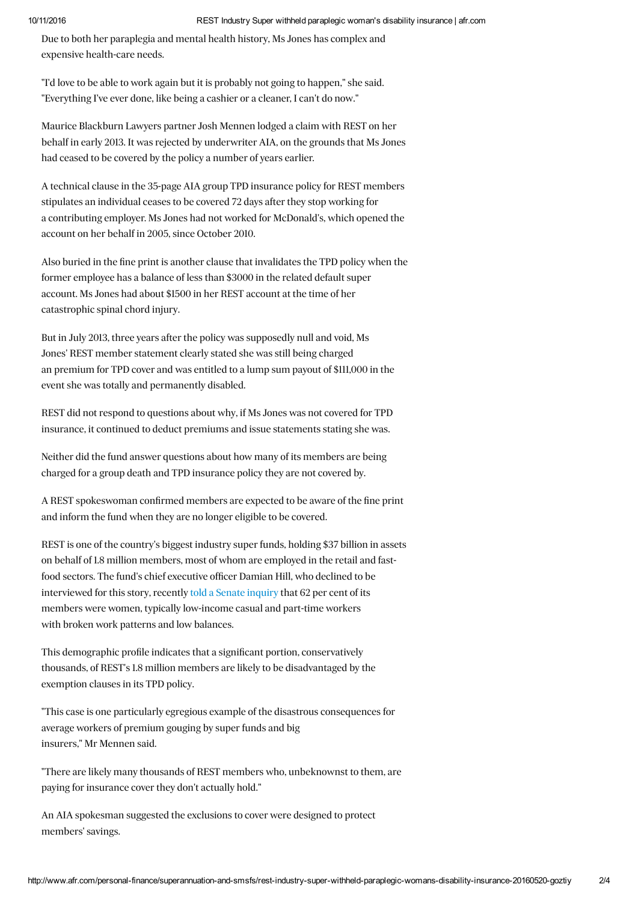Due to both her paraplegia and mental health history, Ms Jones has complex and expensive health-care needs.

"I'd love to be able to work again but it is probably not going to happen," she said. "Everything I've ever done, like being a cashier or a cleaner, I can't do now."

Maurice Blackburn Lawyers partner Josh Mennen lodged a claim with REST on her behalf in early 2013. It was rejected by underwriter AIA, on the grounds that Ms Jones had ceased to be covered by the policy a number of years earlier.

A technical clause in the 35-page AIA group TPD insurance policy for REST members stipulates an individual ceases to be covered 72 days after they stop working for a contributing employer. Ms Jones had not worked for McDonald's, which opened the account on her behalf in 2005, since October 2010.

Also buried in the fine print is another clause that invalidates the TPD policy when the former employee has a balance of less than $3000 in the related default super account. Ms Jones had about $1500 in her REST account at the time of her catastrophic spinal chord injury.

But in July 2013, three years after the policy was supposedly null and void, Ms Jones' REST member statement clearly stated she was still being charged an premium for TPD cover and was entitled to a lump sum payout of $111,000 in the event she was totally and permanently disabled.

REST did not respond to questions about why, if Ms Jones was not covered for TPD insurance, it continued to deduct premiums and issue statements stating she was.

Neither did the fund answer questions about how many of its members are being charged for a group death and TPD insurance policy they are not covered by.

A REST spokeswoman confirmed members are expected to be aware of the fine print and inform the fund when they are no longer eligible to be covered.

REST is one of the country's biggest industry super funds, holding $37 billion in assets on behalf of 1.8 million members, most of whom are employed in the retail and fast-food sectors. The fund's chief executive officer Damian Hill, who declined to be interviewed for this story, recently told a Senate inquiry that 62 per cent of its members were women, typically low-income casual and part-time workers with broken work patterns and low balances.

This demographic profile indicates that a significant portion, conservatively thousands, of REST's 1.8 million members are likely to be disadvantaged by the exemption clauses in its TPD policy.

"This case is one particularly egregious example of the disastrous consequences for average workers of premium gouging by super funds and big insurers," Mr Mennen said.

"There are likely many thousands of REST members who, unbeknownst to them, are paying for insurance cover they don't actually hold."

An AIA spokesman suggested the exclusions to cover were designed to protect members' savings.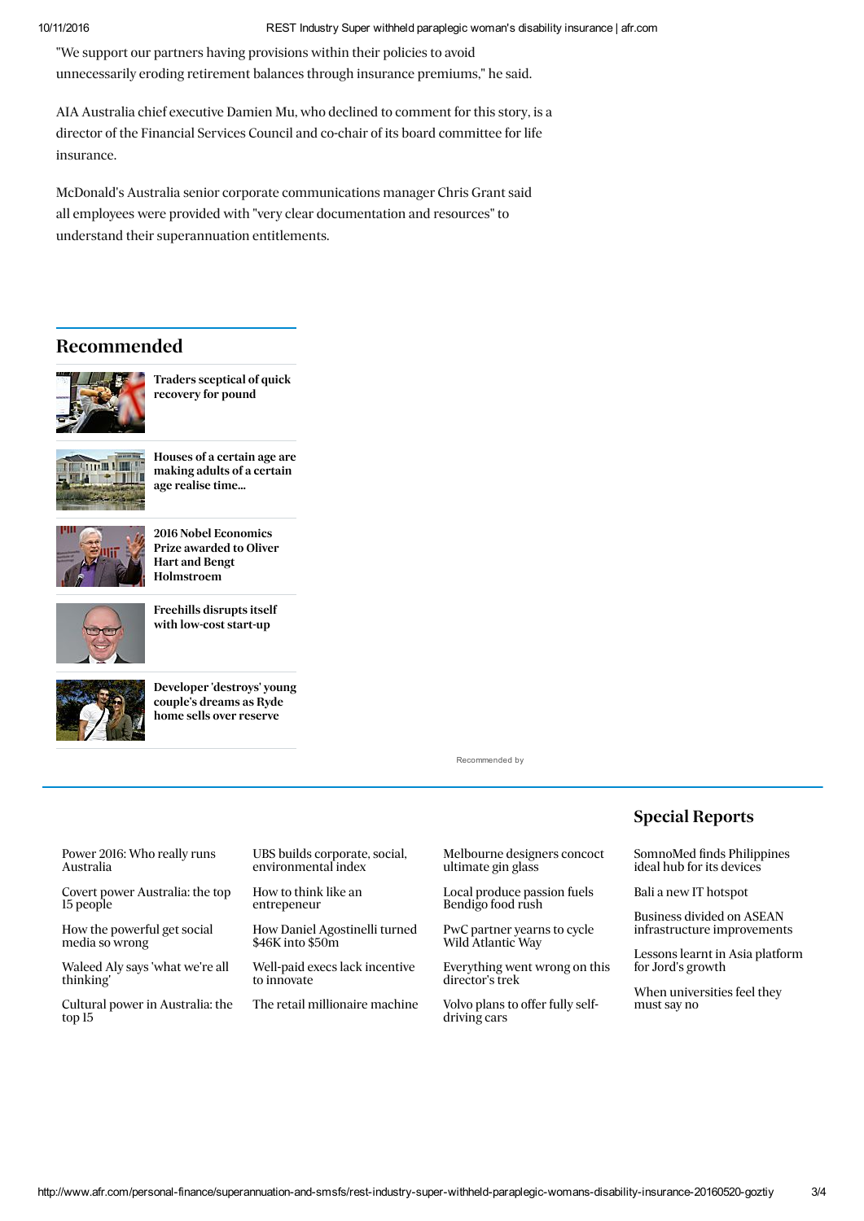"We support our partners having provisions within their policies to avoid unnecessarily eroding retirement balances through insurance premiums," he said.

AIA Australia chief executive Damien Mu, who declined to comment for this story, is a director of the Financial Services Council and co-chair of its board committee for life insurance.

McDonald's Australia senior corporate communications manager Chris Grant said all employees were provided with "very clear documentation and resources" to understand their superannuation entitlements.

## Recommended

**Traders sceptical of quick recovery for pound**

**Houses of a certain age are making adults of a certain age realise time...**

**2016 Nobel Economics Prize awarded to Oliver Hart and Bengt Holmstroem**

**Freehills disrupts itself with low-cost start-up**

**Developer 'destroys' young couple's dreams as Ryde home sells over reserve**

Recommended by

## Special Reports

Power 2016: Who really runs Australia

Covert power Australia: the top 15 people

How the powerful get social media so wrong

Waleed Aly says 'what we're all thinking'

Cultural power in Australia: the top 15

UBS builds corporate, social, environmental index

How to think like an entepreneur

How Daniel Agostinelli turned $46K into $50m

Well-paid execs lack incentive to innovate

The retail millionaire machine

Melbourne designers concoct ultimate gin glass

Local produce passion fuels Bendigo food rush

PwC partner yearns to cycle Wild Atlantic Way

Everything went wrong on this director's trek

Volvo plans to offer fully self-driving cars

SomnoMed finds Philippines ideal hub for its devices

Bali a new IT hotspot

Business divided on ASEAN infrastructure improvements

Lessons learnt in Asia platform for Jord's growth

When universities feel they must say no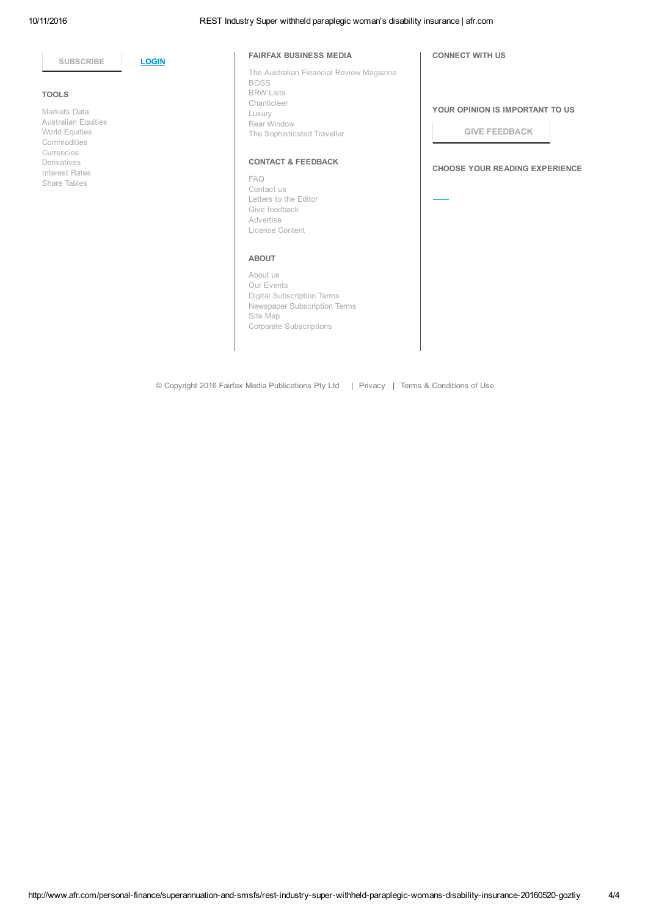SUBSCRIBE

LOGIN

### TOOLS

Markets Data
Australian Equities
World Equities
Commodities
Currencies
Derivatives
Interest Rates
Share Tables

### FAIRFAX BUSINESS MEDIA

The Australian Financial Review Magazine
BOSS
BRW Lists
Chanticleer
Luxury
Rear Window
The Sophisticated Traveller

### CONTACT & FEEDBACK

FAQ
Contact us
Letters to the Editor
Give feedback
Advertise
License Content

### ABOUT

About us
Our Events
Digital Subscription Terms
Newspaper Subscription Terms
Site Map
Corporate Subscriptions

### CONNECT WITH US

### YOUR OPINION IS IMPORTANT TO US

GIVE FEEDBACK

### CHOOSE YOUR READING EXPERIENCE

© Copyright 2016 Fairfax Media Publications Pty Ltd | Privacy | Terms & Conditions of Use